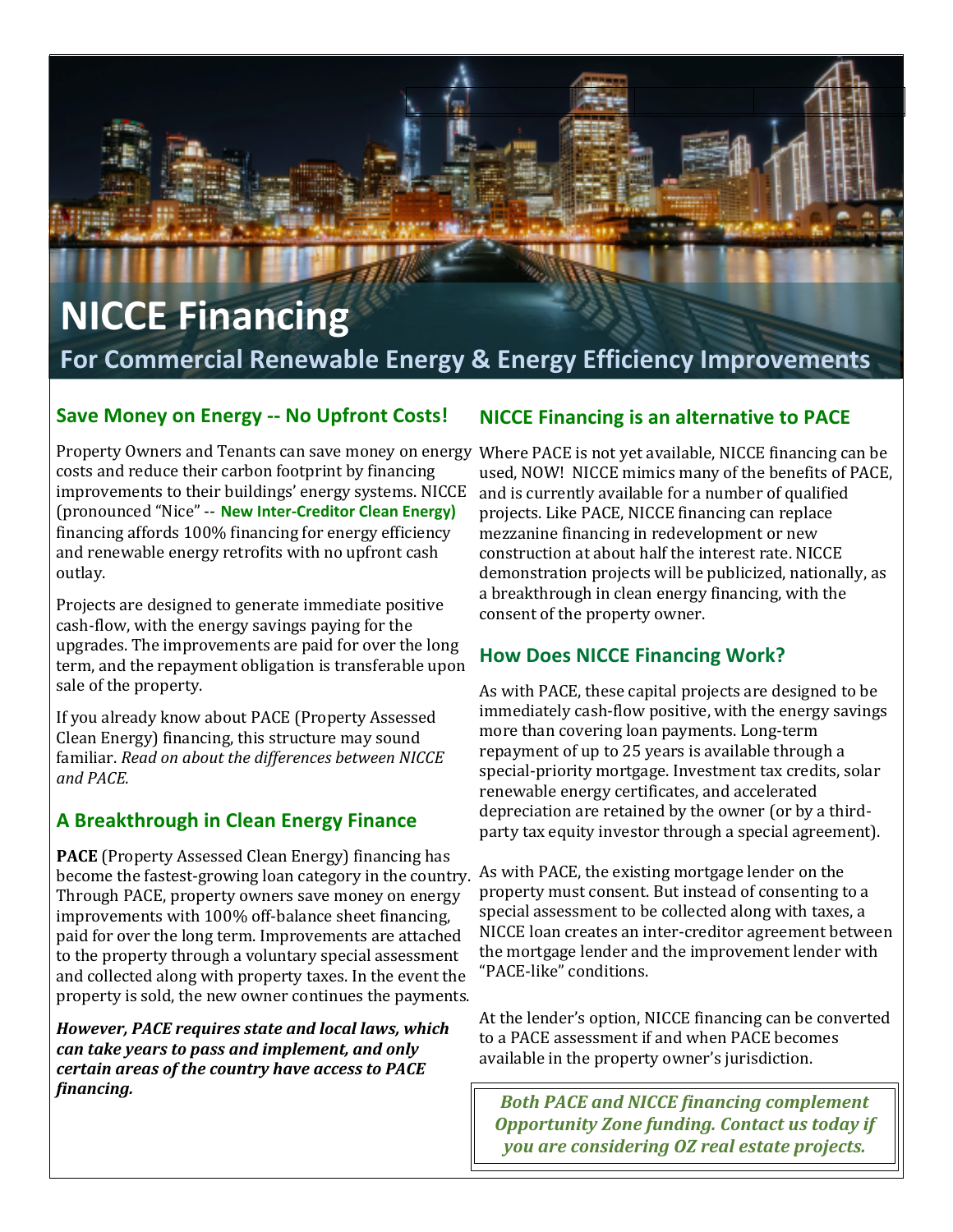# NICCE Financing

## For Commercial Renewable Energy & Energy Efficiency Improvements

### Save Money on Energy -- No Upfront Costs!

Property Owners and Tenants can save money on energy costs and reduce their carbon footprint by financing improvements to their buildings' energy systems. NICCE (pronounced "Nice" -- **New Inter-Creditor Clean Energy)** financing affords 100% financing for energy efficiency and renewable energy retrofits with no upfront cash outlay.

Projects are designed to generate immediate positive cash-flow, with the energy savings paying for the upgrades. The improvements are paid for over the long term, and the repayment obligation is transferable upon sale of the property.

If you already know about PACE (Property Assessed Clean Energy) financing, this structure may sound familiar. *Read on about the differences between NICCE and PACE.*

### A Breakthrough in Clean Energy Finance

**PACE** (Property Assessed Clean Energy) financing has become the fastest-growing loan category in the country. Through PACE, property owners save money on energy improvements with 100% off-balance sheet financing, paid for over the long term. Improvements are attached to the property through a voluntary special assessment and collected along with property taxes. In the event the property is sold, the new owner continues the payments.

***However, PACE requires state and local laws, which can take years to pass and implement, and only certain areas of the country have access to PACE financing.***

### NICCE Financing is an alternative to PACE

Where PACE is not yet available, NICCE financing can be used, NOW! NICCE mimics many of the benefits of PACE, and is currently available for a number of qualified projects. Like PACE, NICCE financing can replace mezzanine financing in redevelopment or new construction at about half the interest rate. NICCE demonstration projects will be publicized, nationally, as a breakthrough in clean energy financing, with the consent of the property owner.

### How Does NICCE Financing Work?

As with PACE, these capital projects are designed to be immediately cash-flow positive, with the energy savings more than covering loan payments. Long-term repayment of up to 25 years is available through a special-priority mortgage. Investment tax credits, solar renewable energy certificates, and accelerated depreciation are retained by the owner (or by a third-party tax equity investor through a special agreement).

As with PACE, the existing mortgage lender on the property must consent. But instead of consenting to a special assessment to be collected along with taxes, a NICCE loan creates an inter-creditor agreement between the mortgage lender and the improvement lender with "PACE-like" conditions.

At the lender's option, NICCE financing can be converted to a PACE assessment if and when PACE becomes available in the property owner's jurisdiction.

***Both PACE and NICCE financing complement Opportunity Zone funding. Contact us today if you are considering OZ real estate projects.***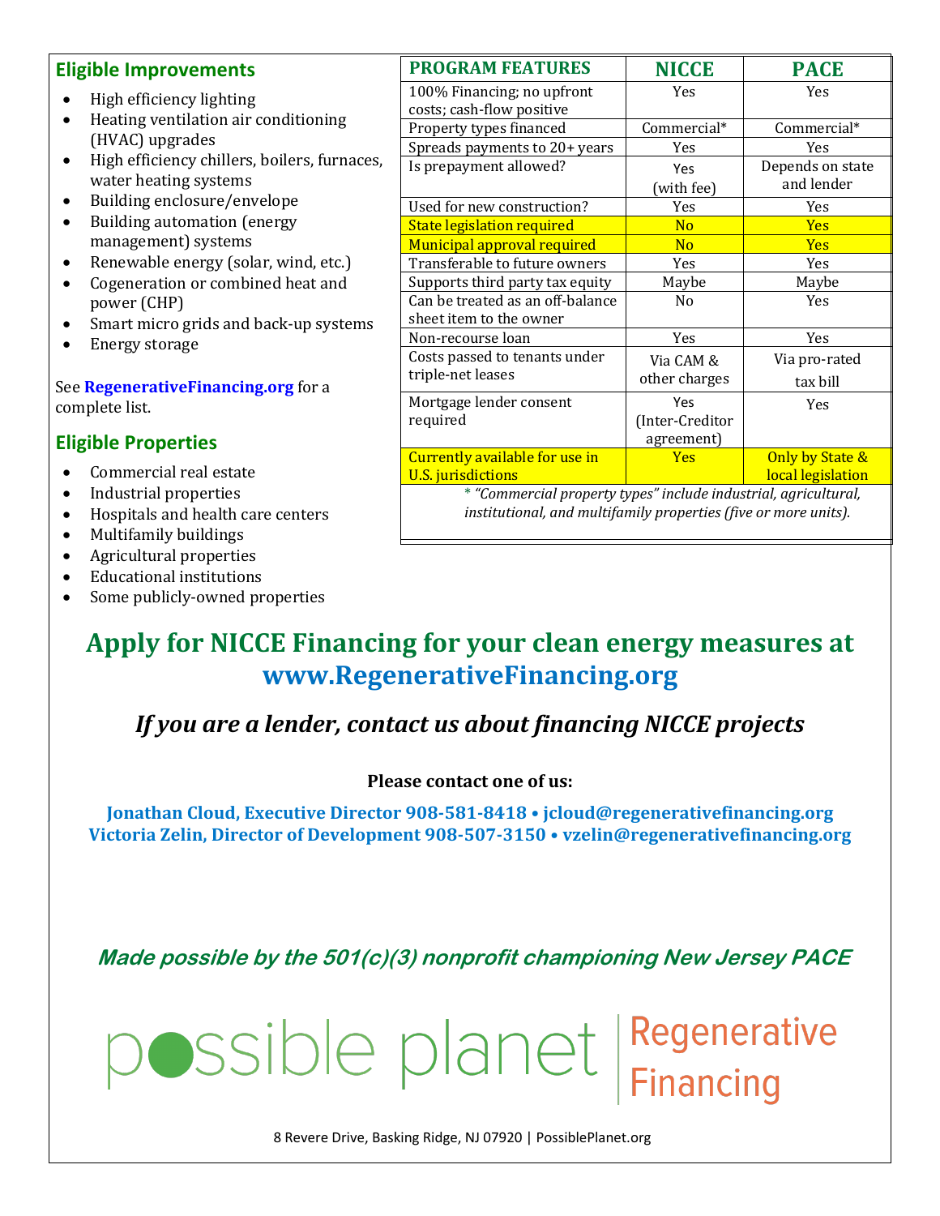## Eligible Improvements

- High efficiency lighting
- Heating ventilation air conditioning (HVAC) upgrades
- High efficiency chillers, boilers, furnaces, water heating systems
- Building enclosure/envelope
- Building automation (energy management) systems
- Renewable energy (solar, wind, etc.)
- Cogeneration or combined heat and power (CHP)
- Smart micro grids and back-up systems
- Energy storage

See **RegenerativeFinancing.org** for a complete list.

## Eligible Properties

- Commercial real estate
- Industrial properties
- Hospitals and health care centers
- Multifamily buildings
- Agricultural properties
- Educational institutions
- Some publicly-owned properties

| PROGRAM FEATURES | NICCE | PACE |
|---|---|---|
| 100% Financing; no upfront costs; cash-flow positive | Yes | Yes |
| Property types financed | Commercial* | Commercial* |
| Spreads payments to 20+ years | Yes | Yes |
| Is prepayment allowed? | Yes (with fee) | Depends on state and lender |
| Used for new construction? | Yes | Yes |
| State legislation required | No | Yes |
| Municipal approval required | No | Yes |
| Transferable to future owners | Yes | Yes |
| Supports third party tax equity | Maybe | Maybe |
| Can be treated as an off-balance sheet item to the owner | No | Yes |
| Non-recourse loan | Yes | Yes |
| Costs passed to tenants under triple-net leases | Via CAM & other charges | Via pro-rated tax bill |
| Mortgage lender consent required | Yes (Inter-Creditor agreement) | Yes |
| Currently available for use in U.S. jurisdictions | Yes | Only by State & local legislation |

* *"Commercial property types" include industrial, agricultural, institutional, and multifamily properties (five or more units).*

# Apply for NICCE Financing for your clean energy measures at www.RegenerativeFinancing.org

## *If you are a lender, contact us about financing NICCE projects*

**Please contact one of us:**

**Jonathan Cloud, Executive Director 908-581-8418 • jcloud@regenerativefinancing.org**
**Victoria Zelin, Director of Development 908-507-3150 • vzelin@regenerativefinancing.org**

***Made possible by the 501(c)(3) nonprofit championing New Jersey PACE***

possible planet | Regenerative Financing

8 Revere Drive, Basking Ridge, NJ 07920 | PossiblePlanet.org